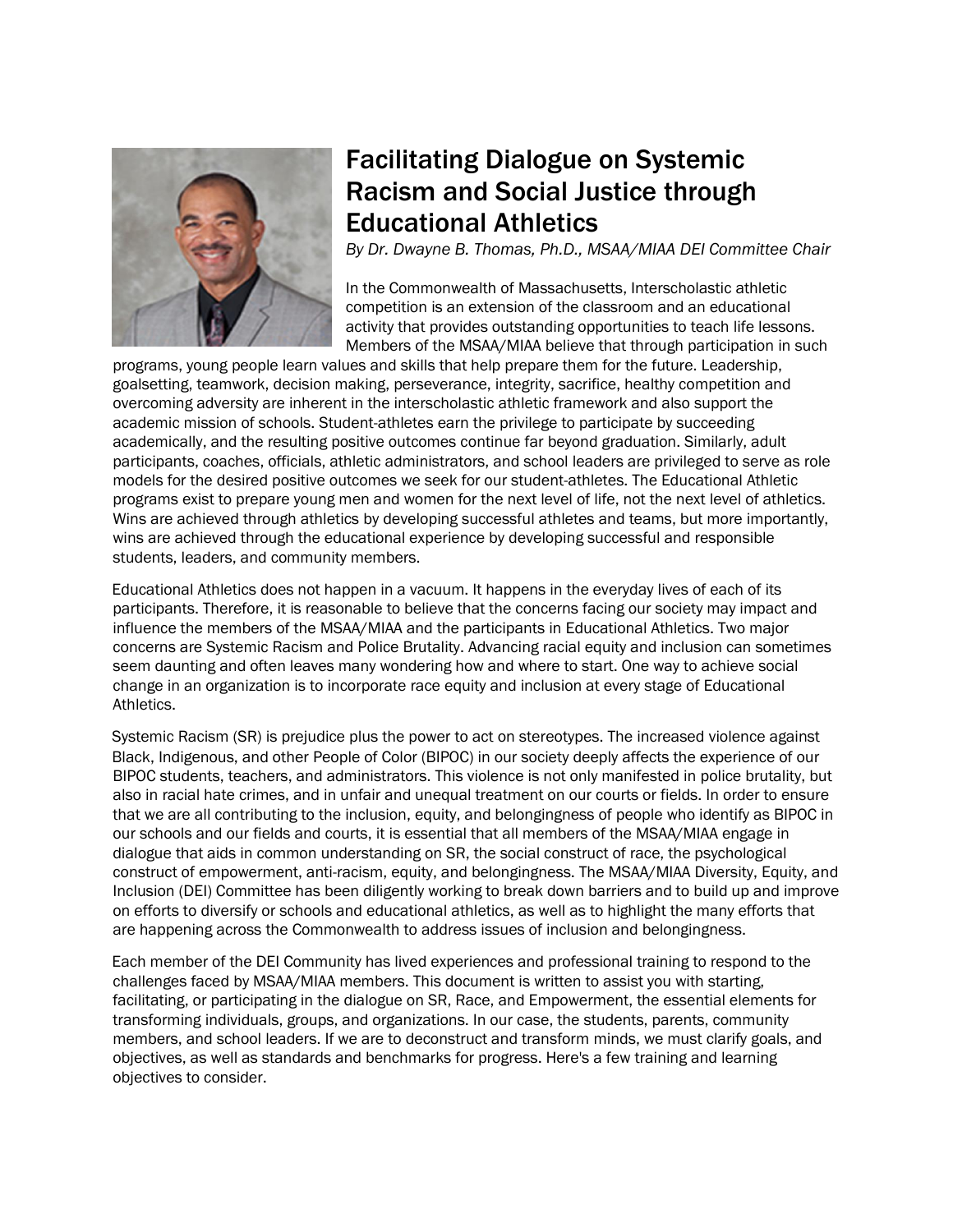# Facilitating Dialogue on Systemic Racism and Social Justice through Educational Athletics

*By Dr. Dwayne B. Thomas, Ph.D., MSAA/MIAA DEI Committee Chair*

In the Commonwealth of Massachusetts, Interscholastic athletic competition is an extension of the classroom and an educational activity that provides outstanding opportunities to teach life lessons. Members of the MSAA/MIAA believe that through participation in such programs, young people learn values and skills that help prepare them for the future. Leadership, goalsetting, teamwork, decision making, perseverance, integrity, sacrifice, healthy competition and overcoming adversity are inherent in the interscholastic athletic framework and also support the academic mission of schools. Student-athletes earn the privilege to participate by succeeding academically, and the resulting positive outcomes continue far beyond graduation. Similarly, adult participants, coaches, officials, athletic administrators, and school leaders are privileged to serve as role models for the desired positive outcomes we seek for our student-athletes. The Educational Athletic programs exist to prepare young men and women for the next level of life, not the next level of athletics. Wins are achieved through athletics by developing successful athletes and teams, but more importantly, wins are achieved through the educational experience by developing successful and responsible students, leaders, and community members.

Educational Athletics does not happen in a vacuum. It happens in the everyday lives of each of its participants. Therefore, it is reasonable to believe that the concerns facing our society may impact and influence the members of the MSAA/MIAA and the participants in Educational Athletics. Two major concerns are Systemic Racism and Police Brutality. Advancing racial equity and inclusion can sometimes seem daunting and often leaves many wondering how and where to start. One way to achieve social change in an organization is to incorporate race equity and inclusion at every stage of Educational Athletics.

Systemic Racism (SR) is prejudice plus the power to act on stereotypes. The increased violence against Black, Indigenous, and other People of Color (BIPOC) in our society deeply affects the experience of our BIPOC students, teachers, and administrators. This violence is not only manifested in police brutality, but also in racial hate crimes, and in unfair and unequal treatment on our courts or fields. In order to ensure that we are all contributing to the inclusion, equity, and belongingness of people who identify as BIPOC in our schools and our fields and courts, it is essential that all members of the MSAA/MIAA engage in dialogue that aids in common understanding on SR, the social construct of race, the psychological construct of empowerment, anti-racism, equity, and belongingness. The MSAA/MIAA Diversity, Equity, and Inclusion (DEI) Committee has been diligently working to break down barriers and to build up and improve on efforts to diversify or schools and educational athletics, as well as to highlight the many efforts that are happening across the Commonwealth to address issues of inclusion and belongingness.

Each member of the DEI Community has lived experiences and professional training to respond to the challenges faced by MSAA/MIAA members. This document is written to assist you with starting, facilitating, or participating in the dialogue on SR, Race, and Empowerment, the essential elements for transforming individuals, groups, and organizations. In our case, the students, parents, community members, and school leaders. If we are to deconstruct and transform minds, we must clarify goals, and objectives, as well as standards and benchmarks for progress. Here's a few training and learning objectives to consider.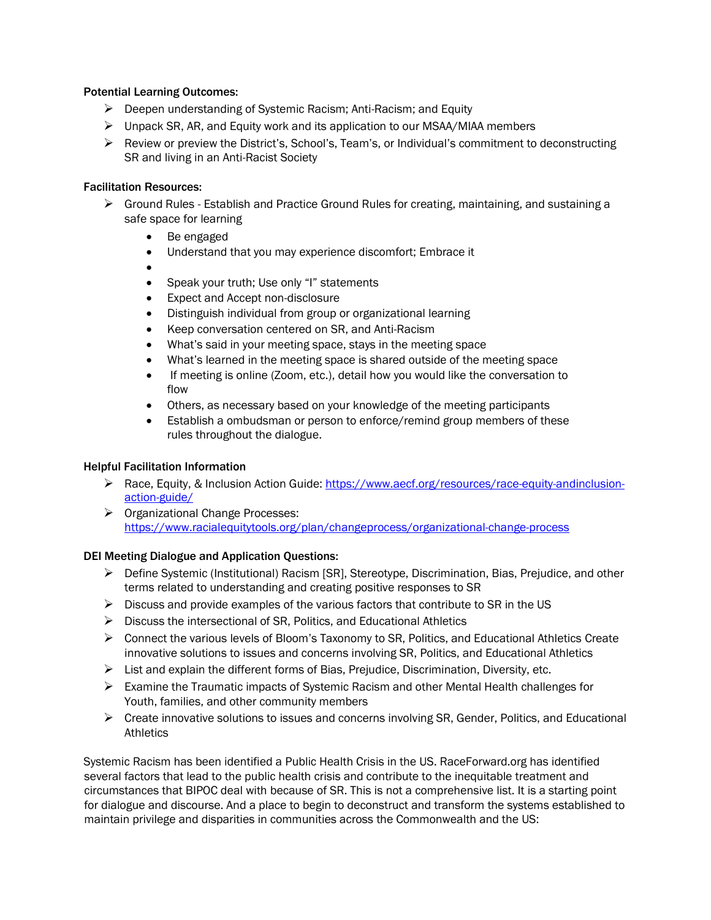**Potential Learning Outcomes:**

- Deepen understanding of Systemic Racism; Anti-Racism; and Equity
- Unpack SR, AR, and Equity work and its application to our MSAA/MIAA members
- Review or preview the District's, School's, Team's, or Individual's commitment to deconstructing SR and living in an Anti-Racist Society

**Facilitation Resources:**

- Ground Rules - Establish and Practice Ground Rules for creating, maintaining, and sustaining a safe space for learning
  - Be engaged
  - Understand that you may experience discomfort; Embrace it
  - 
  - Speak your truth; Use only "I" statements
  - Expect and Accept non-disclosure
  - Distinguish individual from group or organizational learning
  - Keep conversation centered on SR, and Anti-Racism
  - What's said in your meeting space, stays in the meeting space
  - What's learned in the meeting space is shared outside of the meeting space
  - If meeting is online (Zoom, etc.), detail how you would like the conversation to flow
  - Others, as necessary based on your knowledge of the meeting participants
  - Establish a ombudsman or person to enforce/remind group members of these rules throughout the dialogue.

**Helpful Facilitation Information**

- Race, Equity, & Inclusion Action Guide: [https://www.aecf.org/resources/race-equity-andinclusion-action-guide/](https://www.aecf.org/resources/race-equity-andinclusion-action-guide/)
- Organizational Change Processes: [https://www.racialequitytools.org/plan/changeprocess/organizational-change-process](https://www.racialequitytools.org/plan/changeprocess/organizational-change-process)

**DEI Meeting Dialogue and Application Questions:**

- Define Systemic (Institutional) Racism [SR], Stereotype, Discrimination, Bias, Prejudice, and other terms related to understanding and creating positive responses to SR
- Discuss and provide examples of the various factors that contribute to SR in the US
- Discuss the intersectional of SR, Politics, and Educational Athletics
- Connect the various levels of Bloom's Taxonomy to SR, Politics, and Educational Athletics Create innovative solutions to issues and concerns involving SR, Politics, and Educational Athletics
- List and explain the different forms of Bias, Prejudice, Discrimination, Diversity, etc.
- Examine the Traumatic impacts of Systemic Racism and other Mental Health challenges for Youth, families, and other community members
- Create innovative solutions to issues and concerns involving SR, Gender, Politics, and Educational Athletics

Systemic Racism has been identified a Public Health Crisis in the US. RaceForward.org has identified several factors that lead to the public health crisis and contribute to the inequitable treatment and circumstances that BIPOC deal with because of SR. This is not a comprehensive list. It is a starting point for dialogue and discourse. And a place to begin to deconstruct and transform the systems established to maintain privilege and disparities in communities across the Commonwealth and the US: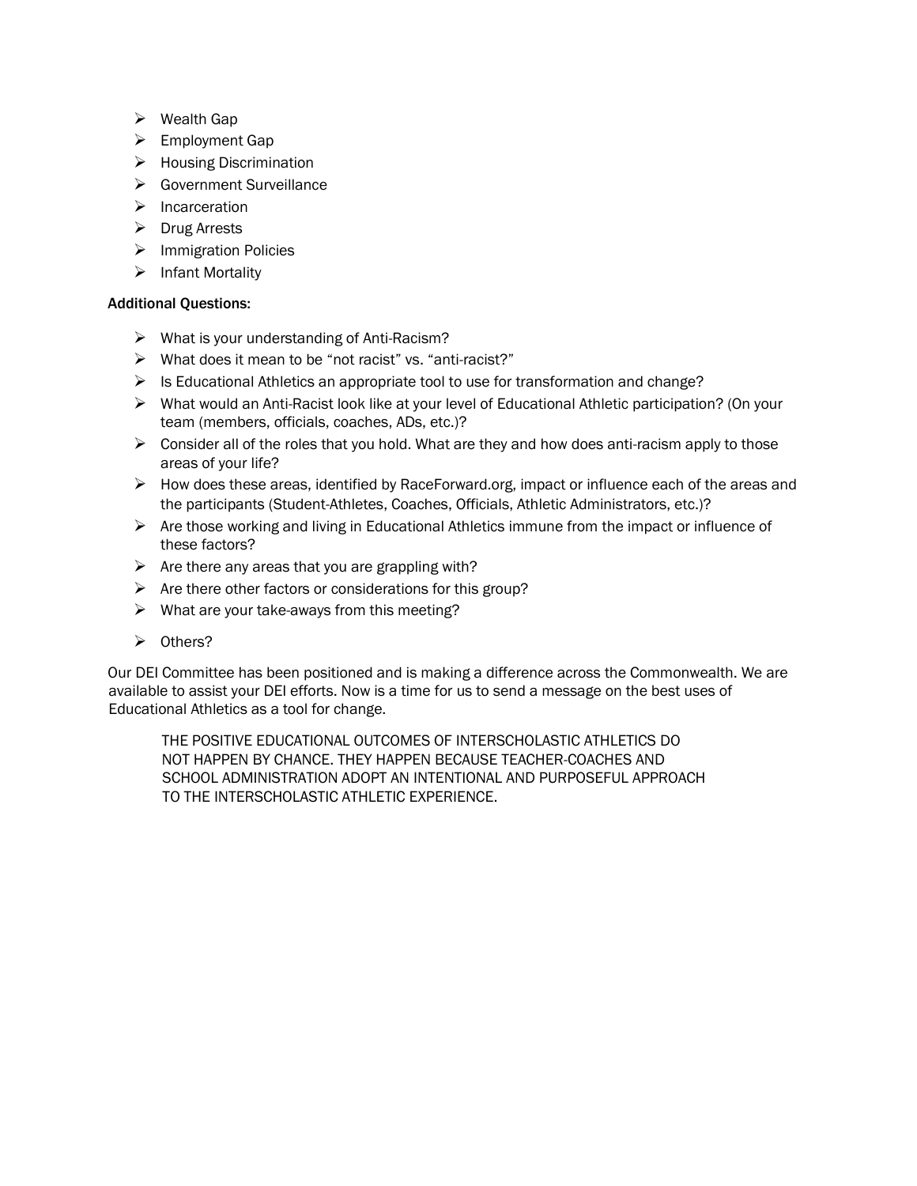- Wealth Gap
- Employment Gap
- Housing Discrimination
- Government Surveillance
- Incarceration
- Drug Arrests
- Immigration Policies
- Infant Mortality

**Additional Questions:**

- What is your understanding of Anti-Racism?
- What does it mean to be "not racist" vs. "anti-racist?"
- Is Educational Athletics an appropriate tool to use for transformation and change?
- What would an Anti-Racist look like at your level of Educational Athletic participation? (On your team (members, officials, coaches, ADs, etc.)?
- Consider all of the roles that you hold. What are they and how does anti-racism apply to those areas of your life?
- How does these areas, identified by RaceForward.org, impact or influence each of the areas and the participants (Student-Athletes, Coaches, Officials, Athletic Administrators, etc.)?
- Are those working and living in Educational Athletics immune from the impact or influence of these factors?
- Are there any areas that you are grappling with?
- Are there other factors or considerations for this group?
- What are your take-aways from this meeting?
- Others?

Our DEI Committee has been positioned and is making a difference across the Commonwealth. We are available to assist your DEI efforts. Now is a time for us to send a message on the best uses of Educational Athletics as a tool for change.

> THE POSITIVE EDUCATIONAL OUTCOMES OF INTERSCHOLASTIC ATHLETICS DO NOT HAPPEN BY CHANCE. THEY HAPPEN BECAUSE TEACHER-COACHES AND SCHOOL ADMINISTRATION ADOPT AN INTENTIONAL AND PURPOSEFUL APPROACH TO THE INTERSCHOLASTIC ATHLETIC EXPERIENCE.